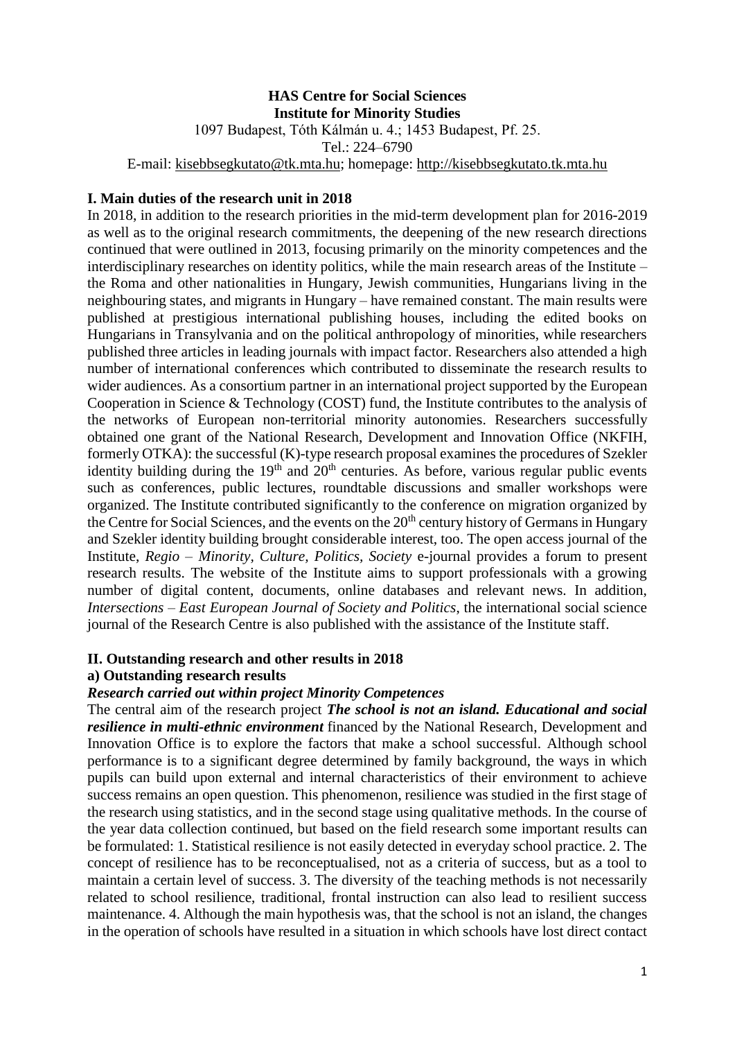**HAS Centre for Social Sciences**
**Institute for Minority Studies**
1097 Budapest, Tóth Kálmán u. 4.; 1453 Budapest, Pf. 25.
Tel.: 224–6790
E-mail: kisebbsegkutato@tk.mta.hu; homepage: http://kisebbsegkutato.tk.mta.hu

## I. Main duties of the research unit in 2018

In 2018, in addition to the research priorities in the mid-term development plan for 2016-2019 as well as to the original research commitments, the deepening of the new research directions continued that were outlined in 2013, focusing primarily on the minority competences and the interdisciplinary researches on identity politics, while the main research areas of the Institute – the Roma and other nationalities in Hungary, Jewish communities, Hungarians living in the neighbouring states, and migrants in Hungary – have remained constant. The main results were published at prestigious international publishing houses, including the edited books on Hungarians in Transylvania and on the political anthropology of minorities, while researchers published three articles in leading journals with impact factor. Researchers also attended a high number of international conferences which contributed to disseminate the research results to wider audiences. As a consortium partner in an international project supported by the European Cooperation in Science & Technology (COST) fund, the Institute contributes to the analysis of the networks of European non-territorial minority autonomies. Researchers successfully obtained one grant of the National Research, Development and Innovation Office (NKFIH, formerly OTKA): the successful (K)-type research proposal examines the procedures of Szekler identity building during the 19th and 20th centuries. As before, various regular public events such as conferences, public lectures, roundtable discussions and smaller workshops were organized. The Institute contributed significantly to the conference on migration organized by the Centre for Social Sciences, and the events on the 20th century history of Germans in Hungary and Szekler identity building brought considerable interest, too. The open access journal of the Institute, *Regio – Minority, Culture, Politics, Society* e-journal provides a forum to present research results. The website of the Institute aims to support professionals with a growing number of digital content, documents, online databases and relevant news. In addition, *Intersections – East European Journal of Society and Politics*, the international social science journal of the Research Centre is also published with the assistance of the Institute staff.

## II. Outstanding research and other results in 2018

### a) Outstanding research results

***Research carried out within project Minority Competences***

The central aim of the research project ***The school is not an island. Educational and social resilience in multi-ethnic environment*** financed by the National Research, Development and Innovation Office is to explore the factors that make a school successful. Although school performance is to a significant degree determined by family background, the ways in which pupils can build upon external and internal characteristics of their environment to achieve success remains an open question. This phenomenon, resilience was studied in the first stage of the research using statistics, and in the second stage using qualitative methods. In the course of the year data collection continued, but based on the field research some important results can be formulated: 1. Statistical resilience is not easily detected in everyday school practice. 2. The concept of resilience has to be reconceptualised, not as a criteria of success, but as a tool to maintain a certain level of success. 3. The diversity of the teaching methods is not necessarily related to school resilience, traditional, frontal instruction can also lead to resilient success maintenance. 4. Although the main hypothesis was, that the school is not an island, the changes in the operation of schools have resulted in a situation in which schools have lost direct contact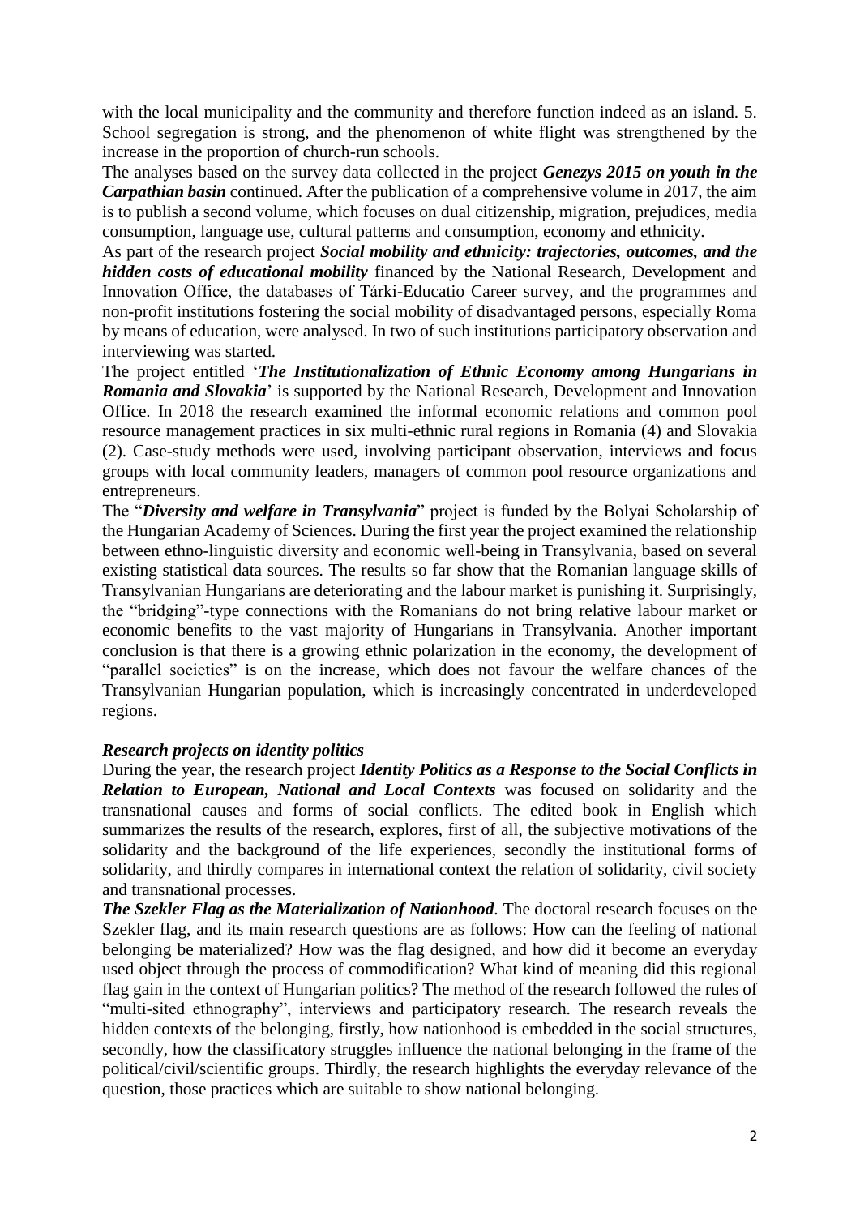with the local municipality and the community and therefore function indeed as an island. 5. School segregation is strong, and the phenomenon of white flight was strengthened by the increase in the proportion of church-run schools.

The analyses based on the survey data collected in the project ***Genezys 2015 on youth in the Carpathian basin*** continued. After the publication of a comprehensive volume in 2017, the aim is to publish a second volume, which focuses on dual citizenship, migration, prejudices, media consumption, language use, cultural patterns and consumption, economy and ethnicity.

As part of the research project ***Social mobility and ethnicity: trajectories, outcomes, and the hidden costs of educational mobility*** financed by the National Research, Development and Innovation Office, the databases of Tárki-Educatio Career survey, and the programmes and non-profit institutions fostering the social mobility of disadvantaged persons, especially Roma by means of education, were analysed. In two of such institutions participatory observation and interviewing was started.

The project entitled '***The Institutionalization of Ethnic Economy among Hungarians in Romania and Slovakia***' is supported by the National Research, Development and Innovation Office. In 2018 the research examined the informal economic relations and common pool resource management practices in six multi-ethnic rural regions in Romania (4) and Slovakia (2). Case-study methods were used, involving participant observation, interviews and focus groups with local community leaders, managers of common pool resource organizations and entrepreneurs.

The "***Diversity and welfare in Transylvania***" project is funded by the Bolyai Scholarship of the Hungarian Academy of Sciences. During the first year the project examined the relationship between ethno-linguistic diversity and economic well-being in Transylvania, based on several existing statistical data sources. The results so far show that the Romanian language skills of Transylvanian Hungarians are deteriorating and the labour market is punishing it. Surprisingly, the "bridging"-type connections with the Romanians do not bring relative labour market or economic benefits to the vast majority of Hungarians in Transylvania. Another important conclusion is that there is a growing ethnic polarization in the economy, the development of "parallel societies" is on the increase, which does not favour the welfare chances of the Transylvanian Hungarian population, which is increasingly concentrated in underdeveloped regions.

***Research projects on identity politics***

During the year, the research project ***Identity Politics as a Response to the Social Conflicts in Relation to European, National and Local Contexts*** was focused on solidarity and the transnational causes and forms of social conflicts. The edited book in English which summarizes the results of the research, explores, first of all, the subjective motivations of the solidarity and the background of the life experiences, secondly the institutional forms of solidarity, and thirdly compares in international context the relation of solidarity, civil society and transnational processes.

***The Szekler Flag as the Materialization of Nationhood***. The doctoral research focuses on the Szekler flag, and its main research questions are as follows: How can the feeling of national belonging be materialized? How was the flag designed, and how did it become an everyday used object through the process of commodification? What kind of meaning did this regional flag gain in the context of Hungarian politics? The method of the research followed the rules of "multi-sited ethnography", interviews and participatory research. The research reveals the hidden contexts of the belonging, firstly, how nationhood is embedded in the social structures, secondly, how the classificatory struggles influence the national belonging in the frame of the political/civil/scientific groups. Thirdly, the research highlights the everyday relevance of the question, those practices which are suitable to show national belonging.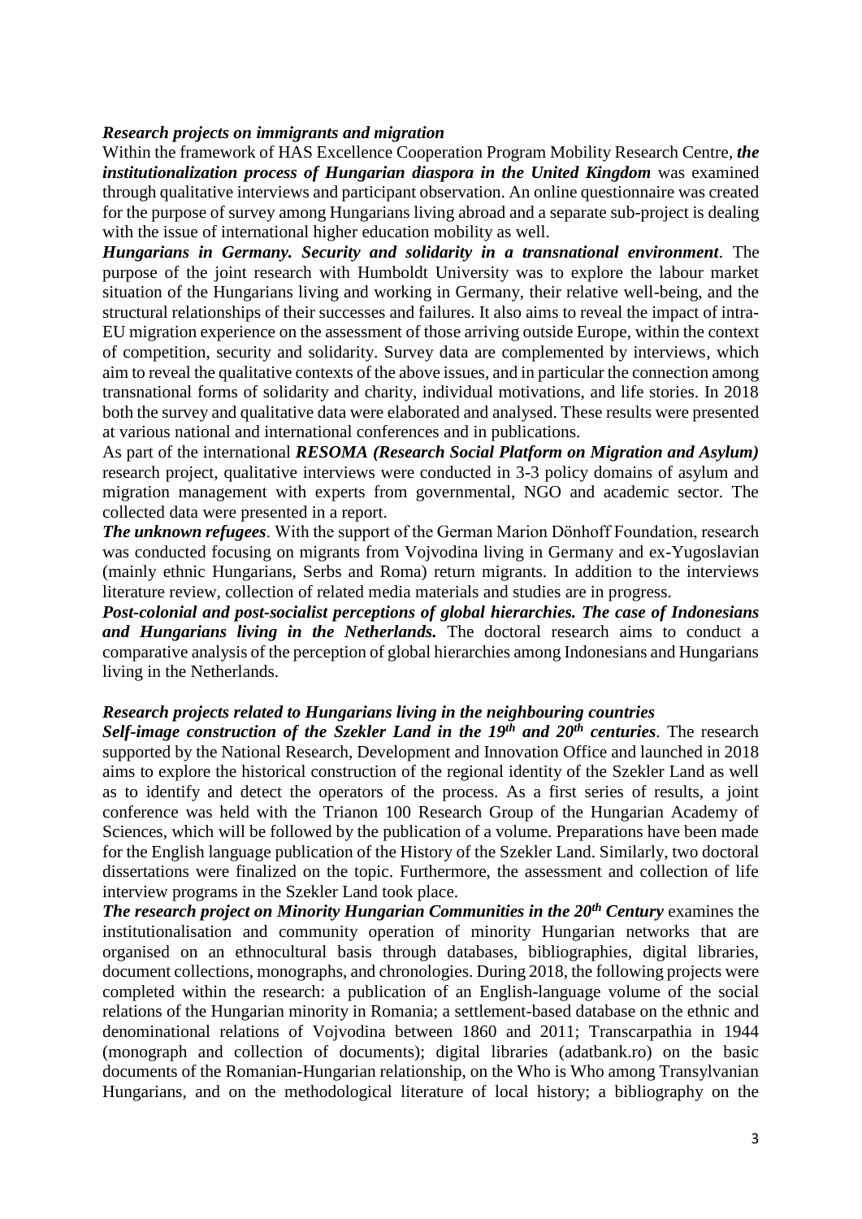***Research projects on immigrants and migration***

Within the framework of HAS Excellence Cooperation Program Mobility Research Centre, ***the institutionalization process of Hungarian diaspora in the United Kingdom*** was examined through qualitative interviews and participant observation. An online questionnaire was created for the purpose of survey among Hungarians living abroad and a separate sub-project is dealing with the issue of international higher education mobility as well.

***Hungarians in Germany. Security and solidarity in a transnational environment***. The purpose of the joint research with Humboldt University was to explore the labour market situation of the Hungarians living and working in Germany, their relative well-being, and the structural relationships of their successes and failures. It also aims to reveal the impact of intra-EU migration experience on the assessment of those arriving outside Europe, within the context of competition, security and solidarity. Survey data are complemented by interviews, which aim to reveal the qualitative contexts of the above issues, and in particular the connection among transnational forms of solidarity and charity, individual motivations, and life stories. In 2018 both the survey and qualitative data were elaborated and analysed. These results were presented at various national and international conferences and in publications.

As part of the international ***RESOMA (Research Social Platform on Migration and Asylum)*** research project, qualitative interviews were conducted in 3-3 policy domains of asylum and migration management with experts from governmental, NGO and academic sector. The collected data were presented in a report.

***The unknown refugees***. With the support of the German Marion Dönhoff Foundation, research was conducted focusing on migrants from Vojvodina living in Germany and ex-Yugoslavian (mainly ethnic Hungarians, Serbs and Roma) return migrants. In addition to the interviews literature review, collection of related media materials and studies are in progress.

***Post-colonial and post-socialist perceptions of global hierarchies. The case of Indonesians and Hungarians living in the Netherlands.*** The doctoral research aims to conduct a comparative analysis of the perception of global hierarchies among Indonesians and Hungarians living in the Netherlands.

***Research projects related to Hungarians living in the neighbouring countries***

***Self-image construction of the Szekler Land in the 19th and 20th centuries***. The research supported by the National Research, Development and Innovation Office and launched in 2018 aims to explore the historical construction of the regional identity of the Szekler Land as well as to identify and detect the operators of the process. As a first series of results, a joint conference was held with the Trianon 100 Research Group of the Hungarian Academy of Sciences, which will be followed by the publication of a volume. Preparations have been made for the English language publication of the History of the Szekler Land. Similarly, two doctoral dissertations were finalized on the topic. Furthermore, the assessment and collection of life interview programs in the Szekler Land took place.

***The research project on Minority Hungarian Communities in the 20th Century*** examines the institutionalisation and community operation of minority Hungarian networks that are organised on an ethnocultural basis through databases, bibliographies, digital libraries, document collections, monographs, and chronologies. During 2018, the following projects were completed within the research: a publication of an English-language volume of the social relations of the Hungarian minority in Romania; a settlement-based database on the ethnic and denominational relations of Vojvodina between 1860 and 2011; Transcarpathia in 1944 (monograph and collection of documents); digital libraries (adatbank.ro) on the basic documents of the Romanian-Hungarian relationship, on the Who is Who among Transylvanian Hungarians, and on the methodological literature of local history; a bibliography on the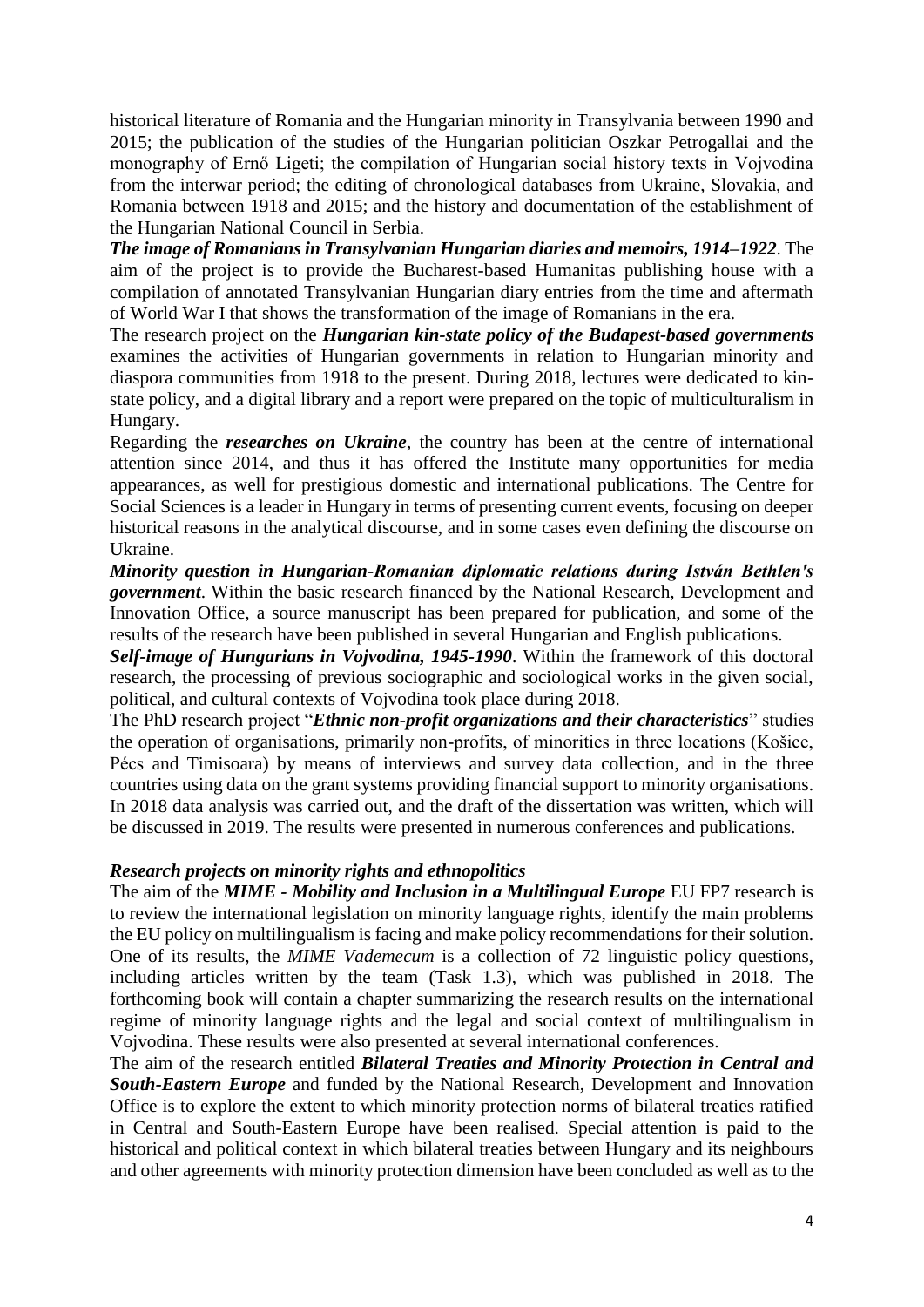historical literature of Romania and the Hungarian minority in Transylvania between 1990 and 2015; the publication of the studies of the Hungarian politician Oszkar Petrogallai and the monography of Ernő Ligeti; the compilation of Hungarian social history texts in Vojvodina from the interwar period; the editing of chronological databases from Ukraine, Slovakia, and Romania between 1918 and 2015; and the history and documentation of the establishment of the Hungarian National Council in Serbia.

***The image of Romanians in Transylvanian Hungarian diaries and memoirs, 1914–1922***. The aim of the project is to provide the Bucharest-based Humanitas publishing house with a compilation of annotated Transylvanian Hungarian diary entries from the time and aftermath of World War I that shows the transformation of the image of Romanians in the era.

The research project on the ***Hungarian kin-state policy of the Budapest-based governments*** examines the activities of Hungarian governments in relation to Hungarian minority and diaspora communities from 1918 to the present. During 2018, lectures were dedicated to kin-state policy, and a digital library and a report were prepared on the topic of multiculturalism in Hungary.

Regarding the ***researches on Ukraine***, the country has been at the centre of international attention since 2014, and thus it has offered the Institute many opportunities for media appearances, as well for prestigious domestic and international publications. The Centre for Social Sciences is a leader in Hungary in terms of presenting current events, focusing on deeper historical reasons in the analytical discourse, and in some cases even defining the discourse on Ukraine.

***Minority question in Hungarian-Romanian diplomatic relations during István Bethlen's government***. Within the basic research financed by the National Research, Development and Innovation Office, a source manuscript has been prepared for publication, and some of the results of the research have been published in several Hungarian and English publications.

***Self-image of Hungarians in Vojvodina, 1945-1990***. Within the framework of this doctoral research, the processing of previous sociographic and sociological works in the given social, political, and cultural contexts of Vojvodina took place during 2018.

The PhD research project "***Ethnic non-profit organizations and their characteristics***" studies the operation of organisations, primarily non-profits, of minorities in three locations (Košice, Pécs and Timisoara) by means of interviews and survey data collection, and in the three countries using data on the grant systems providing financial support to minority organisations. In 2018 data analysis was carried out, and the draft of the dissertation was written, which will be discussed in 2019. The results were presented in numerous conferences and publications.

***Research projects on minority rights and ethnopolitics***

The aim of the ***MIME - Mobility and Inclusion in a Multilingual Europe*** EU FP7 research is to review the international legislation on minority language rights, identify the main problems the EU policy on multilingualism is facing and make policy recommendations for their solution. One of its results, the *MIME Vademecum* is a collection of 72 linguistic policy questions, including articles written by the team (Task 1.3), which was published in 2018. The forthcoming book will contain a chapter summarizing the research results on the international regime of minority language rights and the legal and social context of multilingualism in Vojvodina. These results were also presented at several international conferences.

The aim of the research entitled ***Bilateral Treaties and Minority Protection in Central and South-Eastern Europe*** and funded by the National Research, Development and Innovation Office is to explore the extent to which minority protection norms of bilateral treaties ratified in Central and South-Eastern Europe have been realised. Special attention is paid to the historical and political context in which bilateral treaties between Hungary and its neighbours and other agreements with minority protection dimension have been concluded as well as to the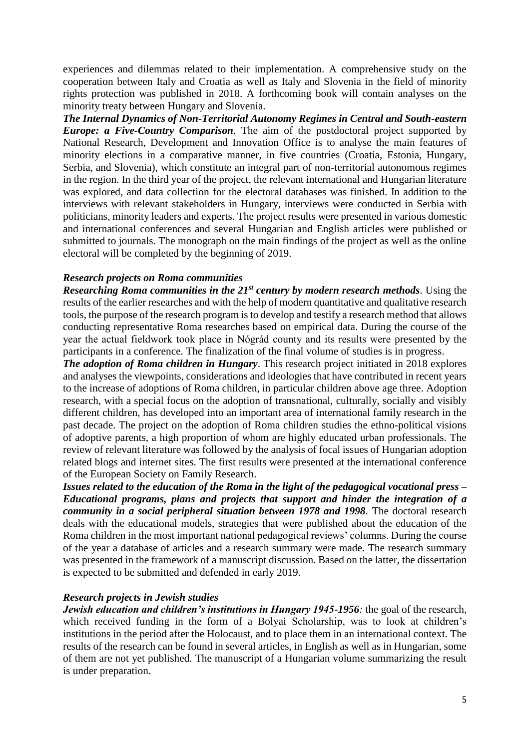experiences and dilemmas related to their implementation. A comprehensive study on the cooperation between Italy and Croatia as well as Italy and Slovenia in the field of minority rights protection was published in 2018. A forthcoming book will contain analyses on the minority treaty between Hungary and Slovenia.

***The Internal Dynamics of Non-Territorial Autonomy Regimes in Central and South-eastern Europe: a Five-Country Comparison***. The aim of the postdoctoral project supported by National Research, Development and Innovation Office is to analyse the main features of minority elections in a comparative manner, in five countries (Croatia, Estonia, Hungary, Serbia, and Slovenia), which constitute an integral part of non-territorial autonomous regimes in the region. In the third year of the project, the relevant international and Hungarian literature was explored, and data collection for the electoral databases was finished. In addition to the interviews with relevant stakeholders in Hungary, interviews were conducted in Serbia with politicians, minority leaders and experts. The project results were presented in various domestic and international conferences and several Hungarian and English articles were published or submitted to journals. The monograph on the main findings of the project as well as the online electoral will be completed by the beginning of 2019.

### *Research projects on Roma communities*

***Researching Roma communities in the 21st century by modern research methods***. Using the results of the earlier researches and with the help of modern quantitative and qualitative research tools, the purpose of the research program is to develop and testify a research method that allows conducting representative Roma researches based on empirical data. During the course of the year the actual fieldwork took place in Nógrád county and its results were presented by the participants in a conference. The finalization of the final volume of studies is in progress.

***The adoption of Roma children in Hungary***. This research project initiated in 2018 explores and analyses the viewpoints, considerations and ideologies that have contributed in recent years to the increase of adoptions of Roma children, in particular children above age three. Adoption research, with a special focus on the adoption of transnational, culturally, socially and visibly different children, has developed into an important area of international family research in the past decade. The project on the adoption of Roma children studies the ethno-political visions of adoptive parents, a high proportion of whom are highly educated urban professionals. The review of relevant literature was followed by the analysis of focal issues of Hungarian adoption related blogs and internet sites. The first results were presented at the international conference of the European Society on Family Research.

***Issues related to the education of the Roma in the light of the pedagogical vocational press – Educational programs, plans and projects that support and hinder the integration of a community in a social peripheral situation between 1978 and 1998***. The doctoral research deals with the educational models, strategies that were published about the education of the Roma children in the most important national pedagogical reviews' columns. During the course of the year a database of articles and a research summary were made. The research summary was presented in the framework of a manuscript discussion. Based on the latter, the dissertation is expected to be submitted and defended in early 2019.

### *Research projects in Jewish studies*

***Jewish education and children's institutions in Hungary 1945-1956:*** the goal of the research, which received funding in the form of a Bolyai Scholarship, was to look at children's institutions in the period after the Holocaust, and to place them in an international context. The results of the research can be found in several articles, in English as well as in Hungarian, some of them are not yet published. The manuscript of a Hungarian volume summarizing the result is under preparation.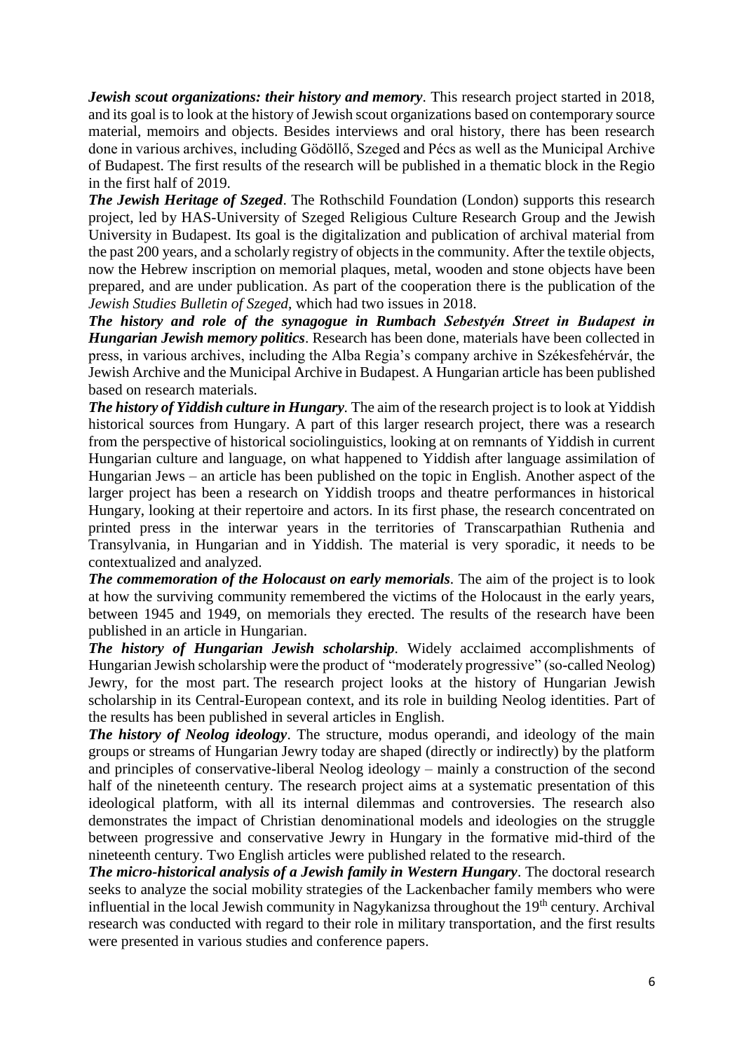***Jewish scout organizations: their history and memory***. This research project started in 2018, and its goal is to look at the history of Jewish scout organizations based on contemporary source material, memoirs and objects. Besides interviews and oral history, there has been research done in various archives, including Gödöllő, Szeged and Pécs as well as the Municipal Archive of Budapest. The first results of the research will be published in a thematic block in the Regio in the first half of 2019.

***The Jewish Heritage of Szeged***. The Rothschild Foundation (London) supports this research project, led by HAS-University of Szeged Religious Culture Research Group and the Jewish University in Budapest. Its goal is the digitalization and publication of archival material from the past 200 years, and a scholarly registry of objects in the community. After the textile objects, now the Hebrew inscription on memorial plaques, metal, wooden and stone objects have been prepared, and are under publication. As part of the cooperation there is the publication of the *Jewish Studies Bulletin of Szeged*, which had two issues in 2018.

***The history and role of the synagogue in Rumbach Sebestyén Street in Budapest in Hungarian Jewish memory politics***. Research has been done, materials have been collected in press, in various archives, including the Alba Regia's company archive in Székesfehérvár, the Jewish Archive and the Municipal Archive in Budapest. A Hungarian article has been published based on research materials.

***The history of Yiddish culture in Hungary***. The aim of the research project is to look at Yiddish historical sources from Hungary. A part of this larger research project, there was a research from the perspective of historical sociolinguistics, looking at on remnants of Yiddish in current Hungarian culture and language, on what happened to Yiddish after language assimilation of Hungarian Jews – an article has been published on the topic in English. Another aspect of the larger project has been a research on Yiddish troops and theatre performances in historical Hungary, looking at their repertoire and actors. In its first phase, the research concentrated on printed press in the interwar years in the territories of Transcarpathian Ruthenia and Transylvania, in Hungarian and in Yiddish. The material is very sporadic, it needs to be contextualized and analyzed.

***The commemoration of the Holocaust on early memorials***. The aim of the project is to look at how the surviving community remembered the victims of the Holocaust in the early years, between 1945 and 1949, on memorials they erected. The results of the research have been published in an article in Hungarian.

***The history of Hungarian Jewish scholarship***. Widely acclaimed accomplishments of Hungarian Jewish scholarship were the product of "moderately progressive" (so-called Neolog) Jewry, for the most part. The research project looks at the history of Hungarian Jewish scholarship in its Central-European context, and its role in building Neolog identities. Part of the results has been published in several articles in English.

***The history of Neolog ideology***. The structure, modus operandi, and ideology of the main groups or streams of Hungarian Jewry today are shaped (directly or indirectly) by the platform and principles of conservative-liberal Neolog ideology – mainly a construction of the second half of the nineteenth century. The research project aims at a systematic presentation of this ideological platform, with all its internal dilemmas and controversies. The research also demonstrates the impact of Christian denominational models and ideologies on the struggle between progressive and conservative Jewry in Hungary in the formative mid-third of the nineteenth century. Two English articles were published related to the research.

***The micro-historical analysis of a Jewish family in Western Hungary***. The doctoral research seeks to analyze the social mobility strategies of the Lackenbacher family members who were influential in the local Jewish community in Nagykanizsa throughout the 19th century. Archival research was conducted with regard to their role in military transportation, and the first results were presented in various studies and conference papers.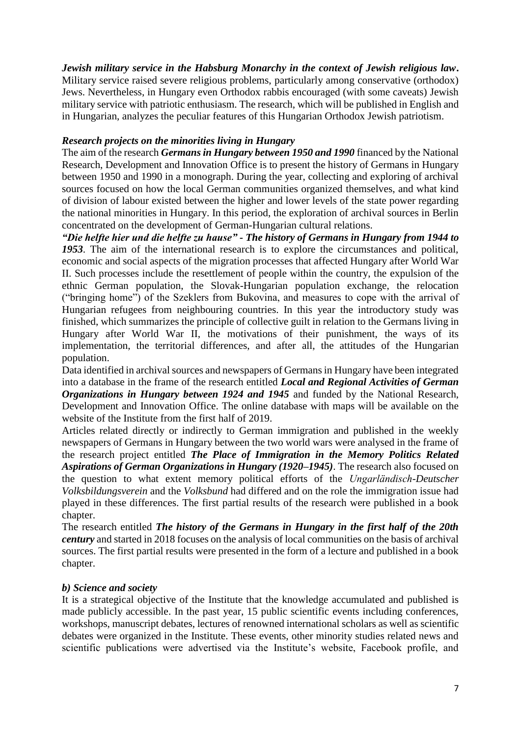***Jewish military service in the Habsburg Monarchy in the context of Jewish religious law*.** Military service raised severe religious problems, particularly among conservative (orthodox) Jews. Nevertheless, in Hungary even Orthodox rabbis encouraged (with some caveats) Jewish military service with patriotic enthusiasm. The research, which will be published in English and in Hungarian, analyzes the peculiar features of this Hungarian Orthodox Jewish patriotism.

***Research projects on the minorities living in Hungary***

The aim of the research ***Germans in Hungary between 1950 and 1990*** financed by the National Research, Development and Innovation Office is to present the history of Germans in Hungary between 1950 and 1990 in a monograph. During the year, collecting and exploring of archival sources focused on how the local German communities organized themselves, and what kind of division of labour existed between the higher and lower levels of the state power regarding the national minorities in Hungary. In this period, the exploration of archival sources in Berlin concentrated on the development of German-Hungarian cultural relations.

***"Die helfte hier und die helfte zu hause" - The history of Germans in Hungary from 1944 to 1953***. The aim of the international research is to explore the circumstances and political, economic and social aspects of the migration processes that affected Hungary after World War II. Such processes include the resettlement of people within the country, the expulsion of the ethnic German population, the Slovak-Hungarian population exchange, the relocation ("bringing home") of the Szeklers from Bukovina, and measures to cope with the arrival of Hungarian refugees from neighbouring countries. In this year the introductory study was finished, which summarizes the principle of collective guilt in relation to the Germans living in Hungary after World War II, the motivations of their punishment, the ways of its implementation, the territorial differences, and after all, the attitudes of the Hungarian population.

Data identified in archival sources and newspapers of Germans in Hungary have been integrated into a database in the frame of the research entitled ***Local and Regional Activities of German Organizations in Hungary between 1924 and 1945*** and funded by the National Research, Development and Innovation Office. The online database with maps will be available on the website of the Institute from the first half of 2019.

Articles related directly or indirectly to German immigration and published in the weekly newspapers of Germans in Hungary between the two world wars were analysed in the frame of the research project entitled ***The Place of Immigration in the Memory Politics Related Aspirations of German Organizations in Hungary (1920–1945)***. The research also focused on the question to what extent memory political efforts of the *Ungarländisch-Deutscher Volksbildungsverein* and the *Volksbund* had differed and on the role the immigration issue had played in these differences. The first partial results of the research were published in a book chapter.

The research entitled ***The history of the Germans in Hungary in the first half of the 20th century*** and started in 2018 focuses on the analysis of local communities on the basis of archival sources. The first partial results were presented in the form of a lecture and published in a book chapter.

***b) Science and society***

It is a strategical objective of the Institute that the knowledge accumulated and published is made publicly accessible. In the past year, 15 public scientific events including conferences, workshops, manuscript debates, lectures of renowned international scholars as well as scientific debates were organized in the Institute. These events, other minority studies related news and scientific publications were advertised via the Institute's website, Facebook profile, and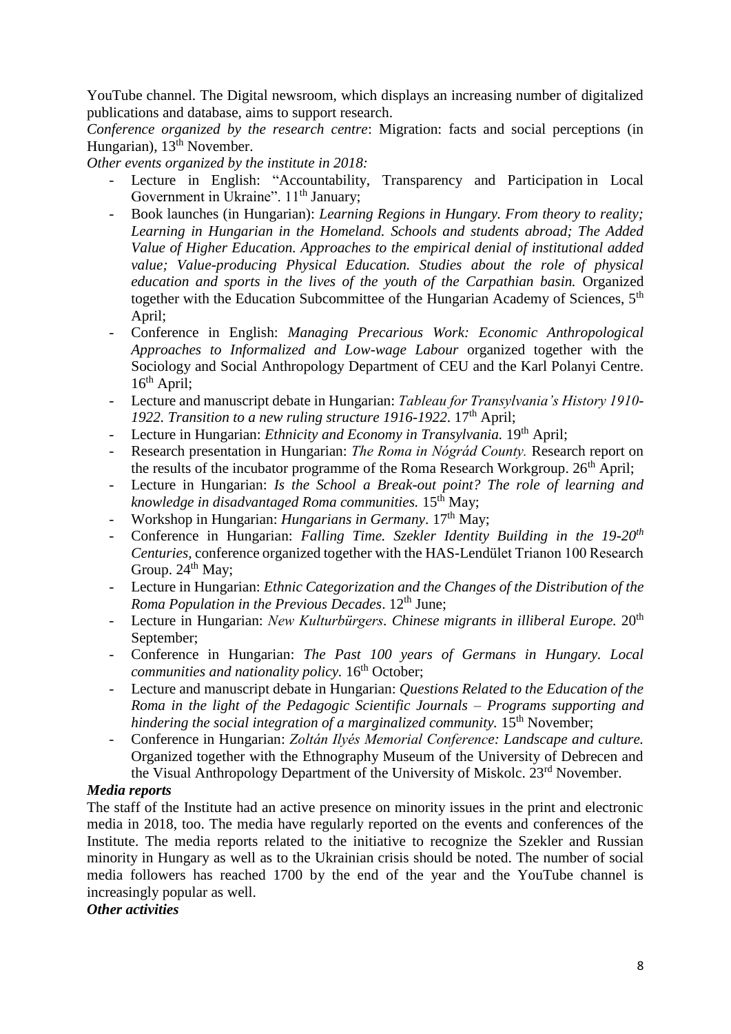YouTube channel. The Digital newsroom, which displays an increasing number of digitalized publications and database, aims to support research.

*Conference organized by the research centre*: Migration: facts and social perceptions (in Hungarian), 13th November.

*Other events organized by the institute in 2018:*

- Lecture in English: "Accountability, Transparency and Participation in Local Government in Ukraine". 11th January;
- Book launches (in Hungarian): *Learning Regions in Hungary. From theory to reality; Learning in Hungarian in the Homeland. Schools and students abroad; The Added Value of Higher Education. Approaches to the empirical denial of institutional added value; Value-producing Physical Education. Studies about the role of physical education and sports in the lives of the youth of the Carpathian basin.* Organized together with the Education Subcommittee of the Hungarian Academy of Sciences, 5th April;
- Conference in English: *Managing Precarious Work: Economic Anthropological Approaches to Informalized and Low-wage Labour* organized together with the Sociology and Social Anthropology Department of CEU and the Karl Polanyi Centre. 16th April;
- Lecture and manuscript debate in Hungarian: *Tableau for Transylvania's History 1910-1922. Transition to a new ruling structure 1916-1922*. 17th April;
- Lecture in Hungarian: *Ethnicity and Economy in Transylvania.* 19th April;
- Research presentation in Hungarian: *The Roma in Nógrád County.* Research report on the results of the incubator programme of the Roma Research Workgroup. 26th April;
- Lecture in Hungarian: *Is the School a Break-out point? The role of learning and knowledge in disadvantaged Roma communities.* 15th May;
- Workshop in Hungarian: *Hungarians in Germany*. 17th May;
- Conference in Hungarian: *Falling Time. Szekler Identity Building in the 19-20th Centuries,* conference organized together with the HAS-Lendület Trianon 100 Research Group. 24th May;
- Lecture in Hungarian: *Ethnic Categorization and the Changes of the Distribution of the Roma Population in the Previous Decades*. 12th June;
- Lecture in Hungarian: *New Kulturbürgers. Chinese migrants in illiberal Europe.* 20th September;
- Conference in Hungarian: *The Past 100 years of Germans in Hungary. Local communities and nationality policy.* 16th October;
- Lecture and manuscript debate in Hungarian: *Questions Related to the Education of the Roma in the light of the Pedagogic Scientific Journals – Programs supporting and hindering the social integration of a marginalized community.* 15th November;
- Conference in Hungarian: *Zoltán Ilyés Memorial Conference: Landscape and culture.* Organized together with the Ethnography Museum of the University of Debrecen and the Visual Anthropology Department of the University of Miskolc. 23rd November.

***Media reports***

The staff of the Institute had an active presence on minority issues in the print and electronic media in 2018, too. The media have regularly reported on the events and conferences of the Institute. The media reports related to the initiative to recognize the Szekler and Russian minority in Hungary as well as to the Ukrainian crisis should be noted. The number of social media followers has reached 1700 by the end of the year and the YouTube channel is increasingly popular as well.

***Other activities***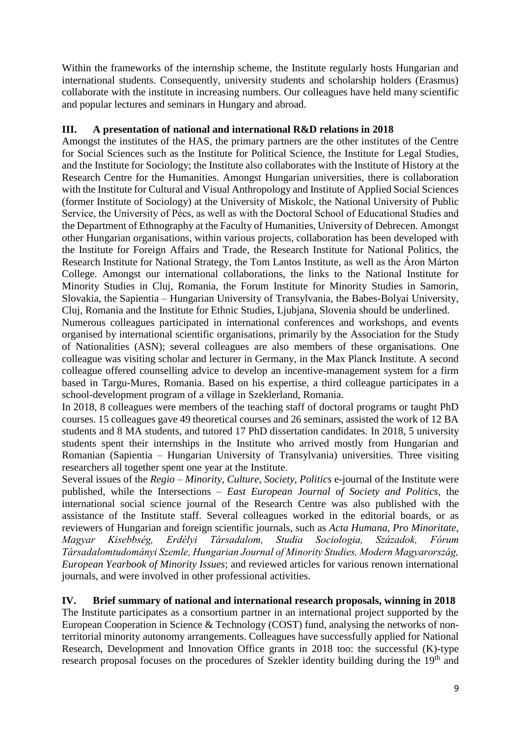Within the frameworks of the internship scheme, the Institute regularly hosts Hungarian and international students. Consequently, university students and scholarship holders (Erasmus) collaborate with the institute in increasing numbers. Our colleagues have held many scientific and popular lectures and seminars in Hungary and abroad.

## III. A presentation of national and international R&D relations in 2018

Amongst the institutes of the HAS, the primary partners are the other institutes of the Centre for Social Sciences such as the Institute for Political Science, the Institute for Legal Studies, and the Institute for Sociology; the Institute also collaborates with the Institute of History at the Research Centre for the Humanities. Amongst Hungarian universities, there is collaboration with the Institute for Cultural and Visual Anthropology and Institute of Applied Social Sciences (former Institute of Sociology) at the University of Miskolc, the National University of Public Service, the University of Pécs, as well as with the Doctoral School of Educational Studies and the Department of Ethnography at the Faculty of Humanities, University of Debrecen. Amongst other Hungarian organisations, within various projects, collaboration has been developed with the Institute for Foreign Affairs and Trade, the Research Institute for National Politics, the Research Institute for National Strategy, the Tom Lantos Institute, as well as the Áron Márton College. Amongst our international collaborations, the links to the National Institute for Minority Studies in Cluj, Romania, the Forum Institute for Minority Studies in Samorin, Slovakia, the Sapientia – Hungarian University of Transylvania, the Babes-Bolyai University, Cluj, Romania and the Institute for Ethnic Studies, Ljubjana, Slovenia should be underlined.

Numerous colleagues participated in international conferences and workshops, and events organised by international scientific organisations, primarily by the Association for the Study of Nationalities (ASN); several colleagues are also members of these organisations. One colleague was visiting scholar and lecturer in Germany, in the Max Planck Institute. A second colleague offered counselling advice to develop an incentive-management system for a firm based in Targu-Mures, Romania. Based on his expertise, a third colleague participates in a school-development program of a village in Szeklerland, Romania.

In 2018, 8 colleagues were members of the teaching staff of doctoral programs or taught PhD courses. 15 colleagues gave 49 theoretical courses and 26 seminars, assisted the work of 12 BA students and 8 MA students, and tutored 17 PhD dissertation candidates. In 2018, 5 university students spent their internships in the Institute who arrived mostly from Hungarian and Romanian (Sapientia – Hungarian University of Transylvania) universities. Three visiting researchers all together spent one year at the Institute.

Several issues of the *Regio – Minority, Culture, Society, Politics* e-journal of the Institute were published, while the Intersections – *East European Journal of Society and Politics*, the international social science journal of the Research Centre was also published with the assistance of the Institute staff. Several colleagues worked in the editorial boards, or as reviewers of Hungarian and foreign scientific journals, such as *Acta Humana, Pro Minoritate, Magyar Kisebbség, Erdélyi Társadalom, Studia Sociologia, Századok, Fórum Társadalomtudományi Szemle, Hungarian Journal of Minority Studies, Modern Magyarország, European Yearbook of Minority Issues*; and reviewed articles for various renown international journals, and were involved in other professional activities.

## IV. Brief summary of national and international research proposals, winning in 2018

The Institute participates as a consortium partner in an international project supported by the European Cooperation in Science & Technology (COST) fund, analysing the networks of non-territorial minority autonomy arrangements. Colleagues have successfully applied for National Research, Development and Innovation Office grants in 2018 too: the successful (K)-type research proposal focuses on the procedures of Szekler identity building during the 19th and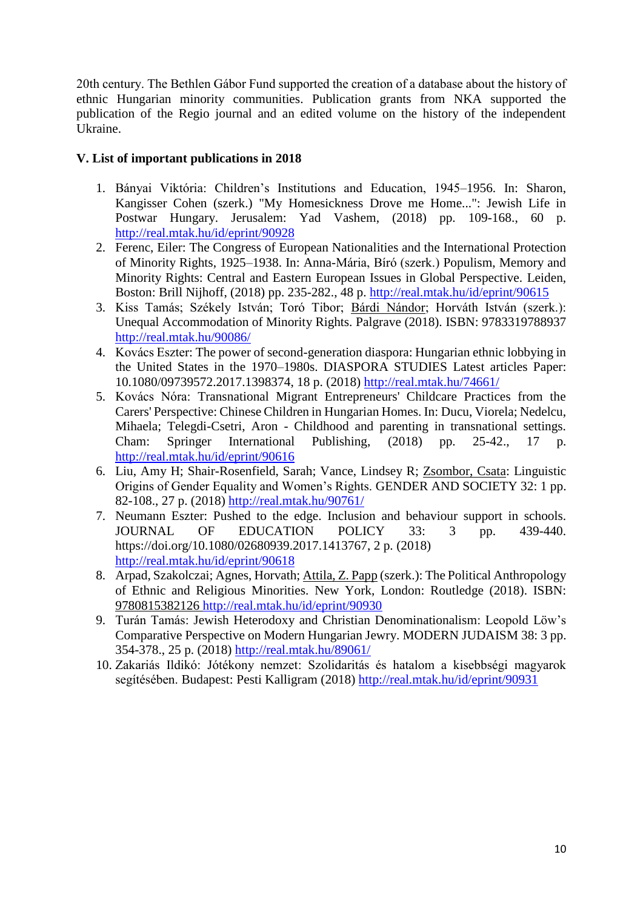20th century. The Bethlen Gábor Fund supported the creation of a database about the history of ethnic Hungarian minority communities. Publication grants from NKA supported the publication of the Regio journal and an edited volume on the history of the independent Ukraine.

### V. List of important publications in 2018

1. Bányai Viktória: Children's Institutions and Education, 1945–1956. In: Sharon, Kangisser Cohen (szerk.) "My Homesickness Drove me Home...": Jewish Life in Postwar Hungary. Jerusalem: Yad Vashem, (2018) pp. 109-168., 60 p. http://real.mtak.hu/id/eprint/90928
2. Ferenc, Eiler: The Congress of European Nationalities and the International Protection of Minority Rights, 1925–1938. In: Anna-Mária, Bíró (szerk.) Populism, Memory and Minority Rights: Central and Eastern European Issues in Global Perspective. Leiden, Boston: Brill Nijhoff, (2018) pp. 235-282., 48 p. http://real.mtak.hu/id/eprint/90615
3. Kiss Tamás; Székely István; Toró Tibor; Bárdi Nándor; Horváth István (szerk.): Unequal Accommodation of Minority Rights. Palgrave (2018). ISBN: 9783319788937 http://real.mtak.hu/90086/
4. Kovács Eszter: The power of second-generation diaspora: Hungarian ethnic lobbying in the United States in the 1970–1980s. DIASPORA STUDIES Latest articles Paper: 10.1080/09739572.2017.1398374, 18 p. (2018) http://real.mtak.hu/74661/
5. Kovács Nóra: Transnational Migrant Entrepreneurs' Childcare Practices from the Carers' Perspective: Chinese Children in Hungarian Homes. In: Ducu, Viorela; Nedelcu, Mihaela; Telegdi-Csetri, Aron - Childhood and parenting in transnational settings. Cham: Springer International Publishing, (2018) pp. 25-42., 17 p. http://real.mtak.hu/id/eprint/90616
6. Liu, Amy H; Shair-Rosenfield, Sarah; Vance, Lindsey R; Zsombor, Csata: Linguistic Origins of Gender Equality and Women's Rights. GENDER AND SOCIETY 32: 1 pp. 82-108., 27 p. (2018) http://real.mtak.hu/90761/
7. Neumann Eszter: Pushed to the edge. Inclusion and behaviour support in schools. JOURNAL OF EDUCATION POLICY 33: 3 pp. 439-440. https://doi.org/10.1080/02680939.2017.1413767, 2 p. (2018) http://real.mtak.hu/id/eprint/90618
8. Arpad, Szakolczai; Agnes, Horvath; Attila, Z. Papp (szerk.): The Political Anthropology of Ethnic and Religious Minorities. New York, London: Routledge (2018). ISBN: 9780815382126 http://real.mtak.hu/id/eprint/90930
9. Turán Tamás: Jewish Heterodoxy and Christian Denominationalism: Leopold Löw's Comparative Perspective on Modern Hungarian Jewry. MODERN JUDAISM 38: 3 pp. 354-378., 25 p. (2018) http://real.mtak.hu/89061/
10. Zakariás Ildikó: Jótékony nemzet: Szolidaritás és hatalom a kisebbségi magyarok segítésében. Budapest: Pesti Kalligram (2018) http://real.mtak.hu/id/eprint/90931